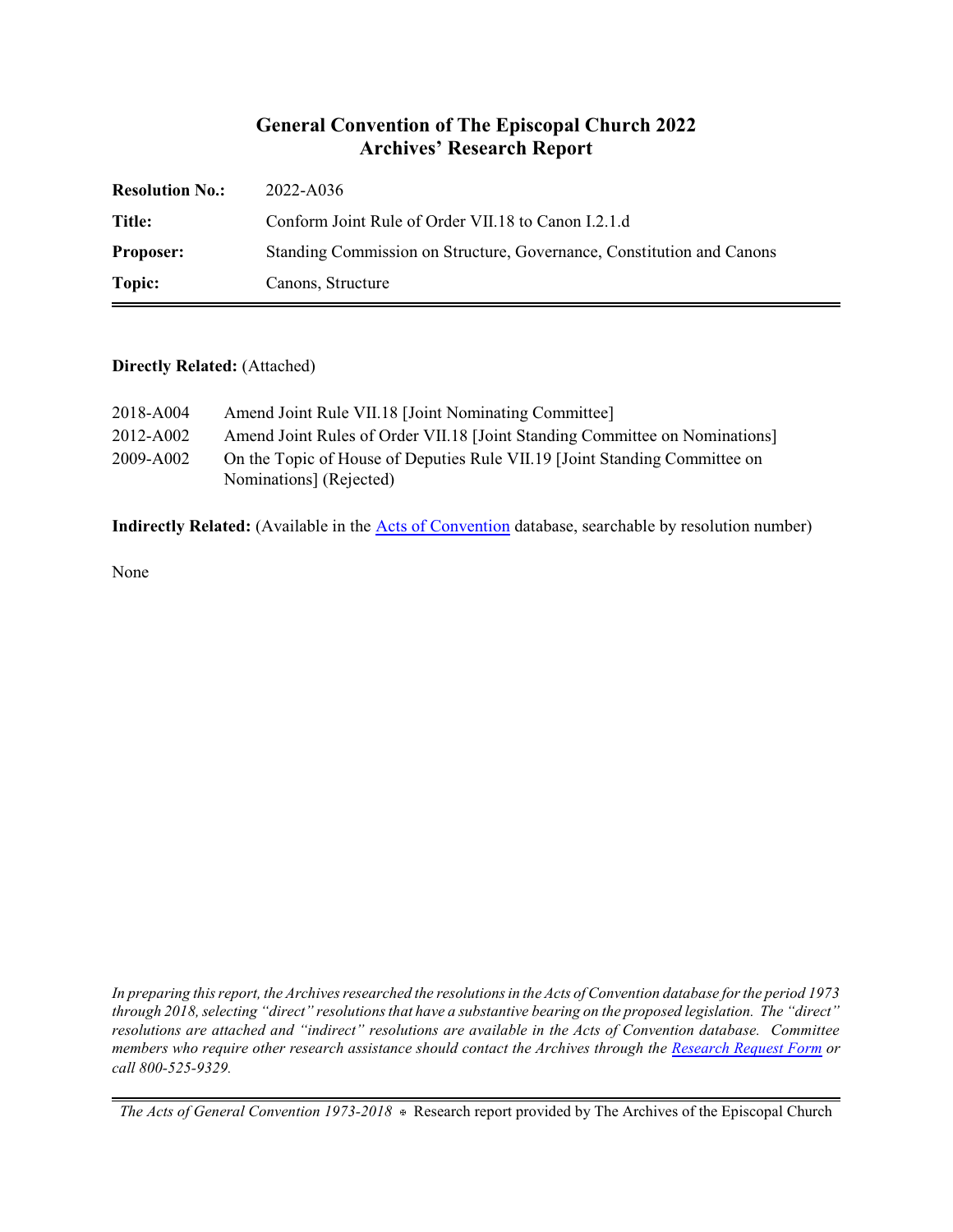# General Convention of The Episcopal Church 2022
## Archives' Research Report

| | |
|---|---|
| **Resolution No.:** | 2022-A036 |
| **Title:** | Conform Joint Rule of Order VII.18 to Canon I.2.1.d |
| **Proposer:** | Standing Commission on Structure, Governance, Constitution and Canons |
| **Topic:** | Canons, Structure |

**Directly Related:** (Attached)

| | |
|---|---|
| 2018-A004 | Amend Joint Rule VII.18 [Joint Nominating Committee] |
| 2012-A002 | Amend Joint Rules of Order VII.18 [Joint Standing Committee on Nominations] |
| 2009-A002 | On the Topic of House of Deputies Rule VII.19 [Joint Standing Committee on Nominations] (Rejected) |

**Indirectly Related:** (Available in the Acts of Convention database, searchable by resolution number)

None

*In preparing this report, the Archives researched the resolutions in the Acts of Convention database for the period 1973 through 2018, selecting "direct" resolutions that have a substantive bearing on the proposed legislation. The "direct" resolutions are attached and "indirect" resolutions are available in the Acts of Convention database. Committee members who require other research assistance should contact the Archives through the Research Request Form or call 800-525-9329.*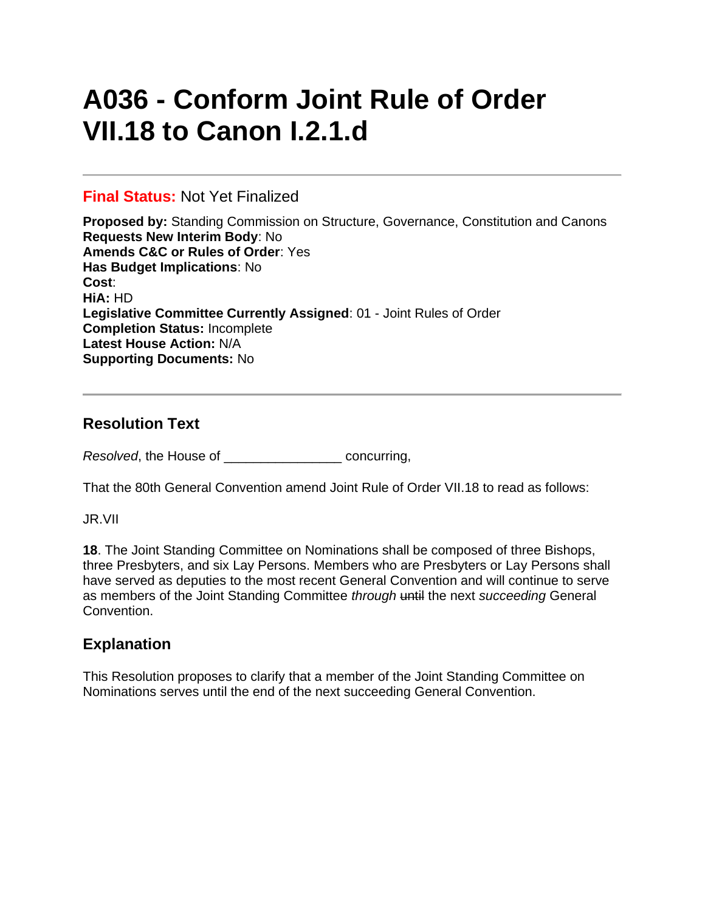# A036 - Conform Joint Rule of Order VII.18 to Canon I.2.1.d

---

**Final Status:** Not Yet Finalized

**Proposed by:** Standing Commission on Structure, Governance, Constitution and Canons
**Requests New Interim Body**: No
**Amends C&C or Rules of Order**: Yes
**Has Budget Implications**: No
**Cost**:
**HiA:** HD
**Legislative Committee Currently Assigned**: 01 - Joint Rules of Order
**Completion Status:** Incomplete
**Latest House Action:** N/A
**Supporting Documents:** No

---

## Resolution Text

*Resolved*, the House of ________________ concurring,

That the 80th General Convention amend Joint Rule of Order VII.18 to read as follows:

JR.VII

**18**. The Joint Standing Committee on Nominations shall be composed of three Bishops, three Presbyters, and six Lay Persons. Members who are Presbyters or Lay Persons shall have served as deputies to the most recent General Convention and will continue to serve as members of the Joint Standing Committee *through* ~~until~~ the next *succeeding* General Convention.

## Explanation

This Resolution proposes to clarify that a member of the Joint Standing Committee on Nominations serves until the end of the next succeeding General Convention.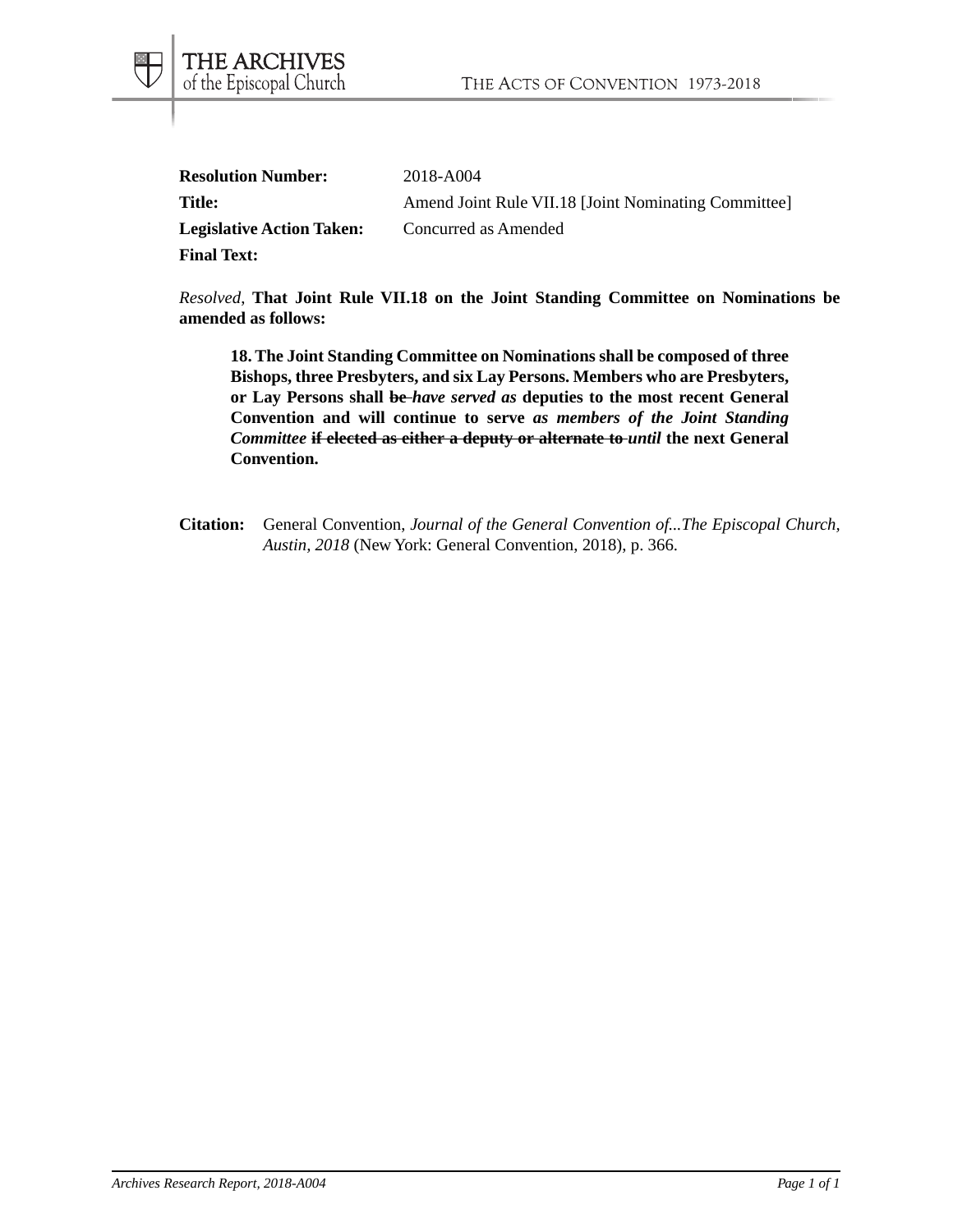**Resolution Number:** 2018-A004

**Title:** Amend Joint Rule VII.18 [Joint Nominating Committee]

**Legislative Action Taken:** Concurred as Amended

**Final Text:**

*Resolved,* **That Joint Rule VII.18 on the Joint Standing Committee on Nominations be amended as follows:**

> **18. The Joint Standing Committee on Nominations shall be composed of three Bishops, three Presbyters, and six Lay Persons. Members who are Presbyters, or Lay Persons shall ~~be~~ *have served as* deputies to the most recent General Convention and will continue to serve *as members of the Joint Standing Committee* ~~if elected as either a deputy or alternate to~~ *until* the next General Convention.**

**Citation:** General Convention, *Journal of the General Convention of...The Episcopal Church, Austin, 2018* (New York: General Convention, 2018), p. 366.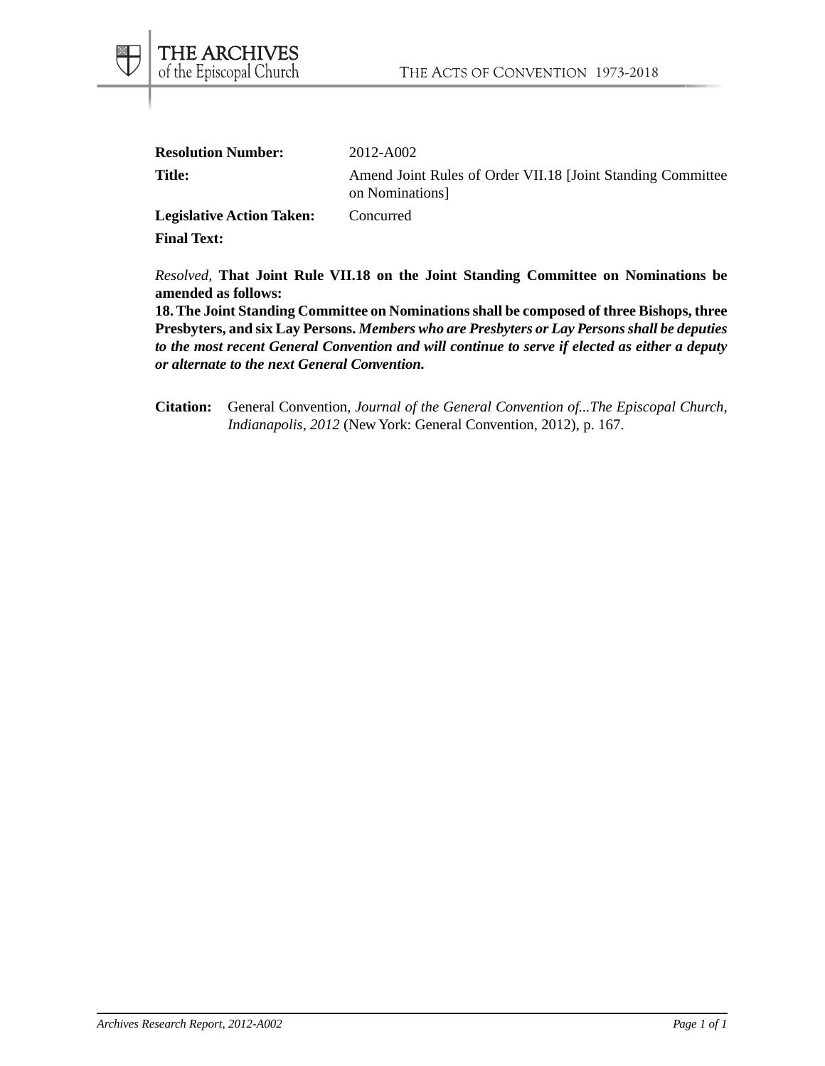**Resolution Number:** 2012-A002

**Title:** Amend Joint Rules of Order VII.18 [Joint Standing Committee on Nominations]

**Legislative Action Taken:** Concurred

**Final Text:**

*Resolved,* **That Joint Rule VII.18 on the Joint Standing Committee on Nominations be amended as follows:**

**18. The Joint Standing Committee on Nominations shall be composed of three Bishops, three Presbyters, and six Lay Persons.** ***Members who are Presbyters or Lay Persons shall be deputies to the most recent General Convention and will continue to serve if elected as either a deputy or alternate to the next General Convention.***

**Citation:** General Convention, *Journal of the General Convention of...The Episcopal Church, Indianapolis, 2012* (New York: General Convention, 2012), p. 167.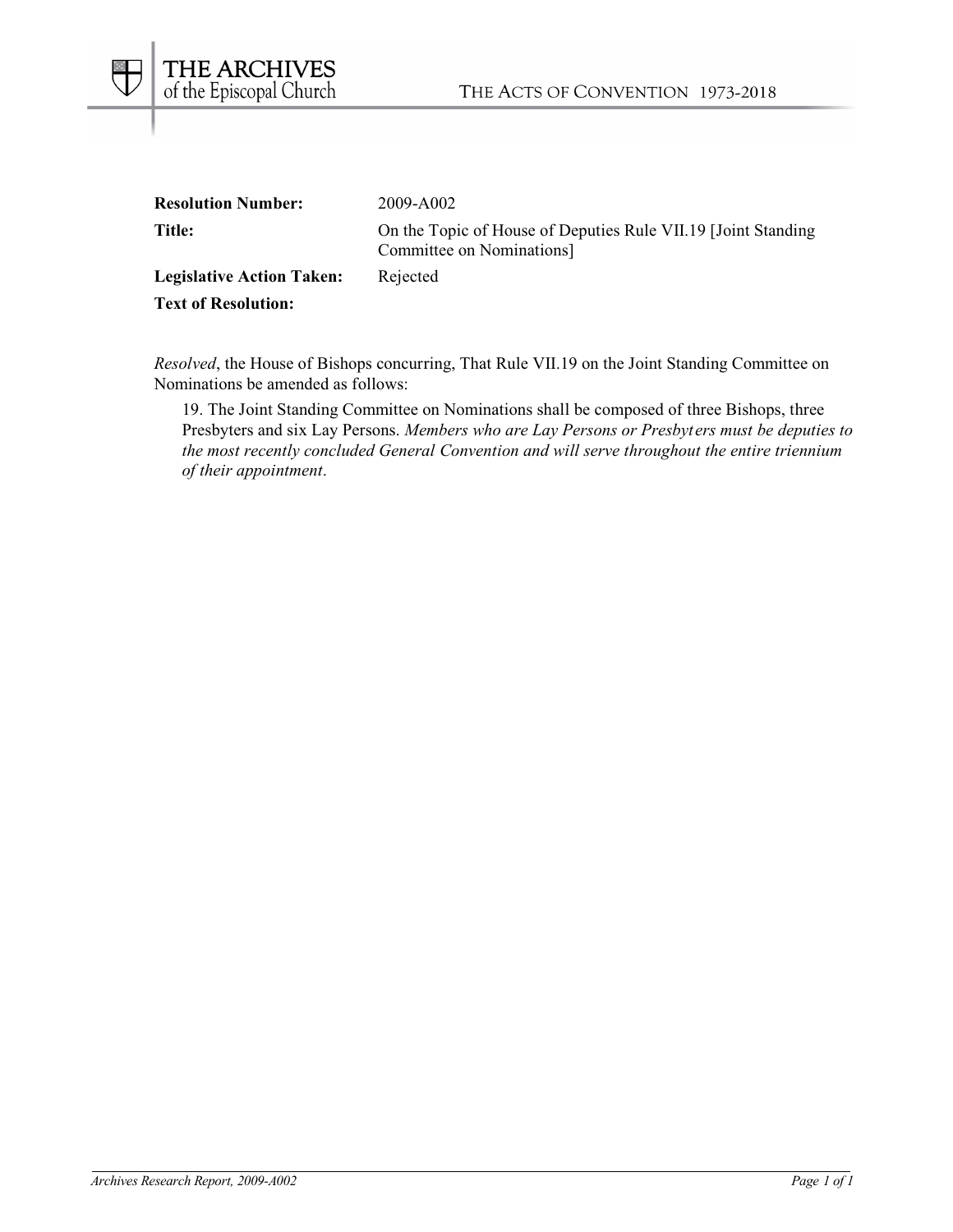| | |
|---|---|
| **Resolution Number:** | 2009-A002 |
| **Title:** | On the Topic of House of Deputies Rule VII.19 [Joint Standing Committee on Nominations] |
| **Legislative Action Taken:** | Rejected |
| **Text of Resolution:** | |

*Resolved*, the House of Bishops concurring, That Rule VII.19 on the Joint Standing Committee on Nominations be amended as follows:

> 19. The Joint Standing Committee on Nominations shall be composed of three Bishops, three Presbyters and six Lay Persons. *Members who are Lay Persons or Presbyters must be deputies to the most recently concluded General Convention and will serve throughout the entire triennium of their appointment*.